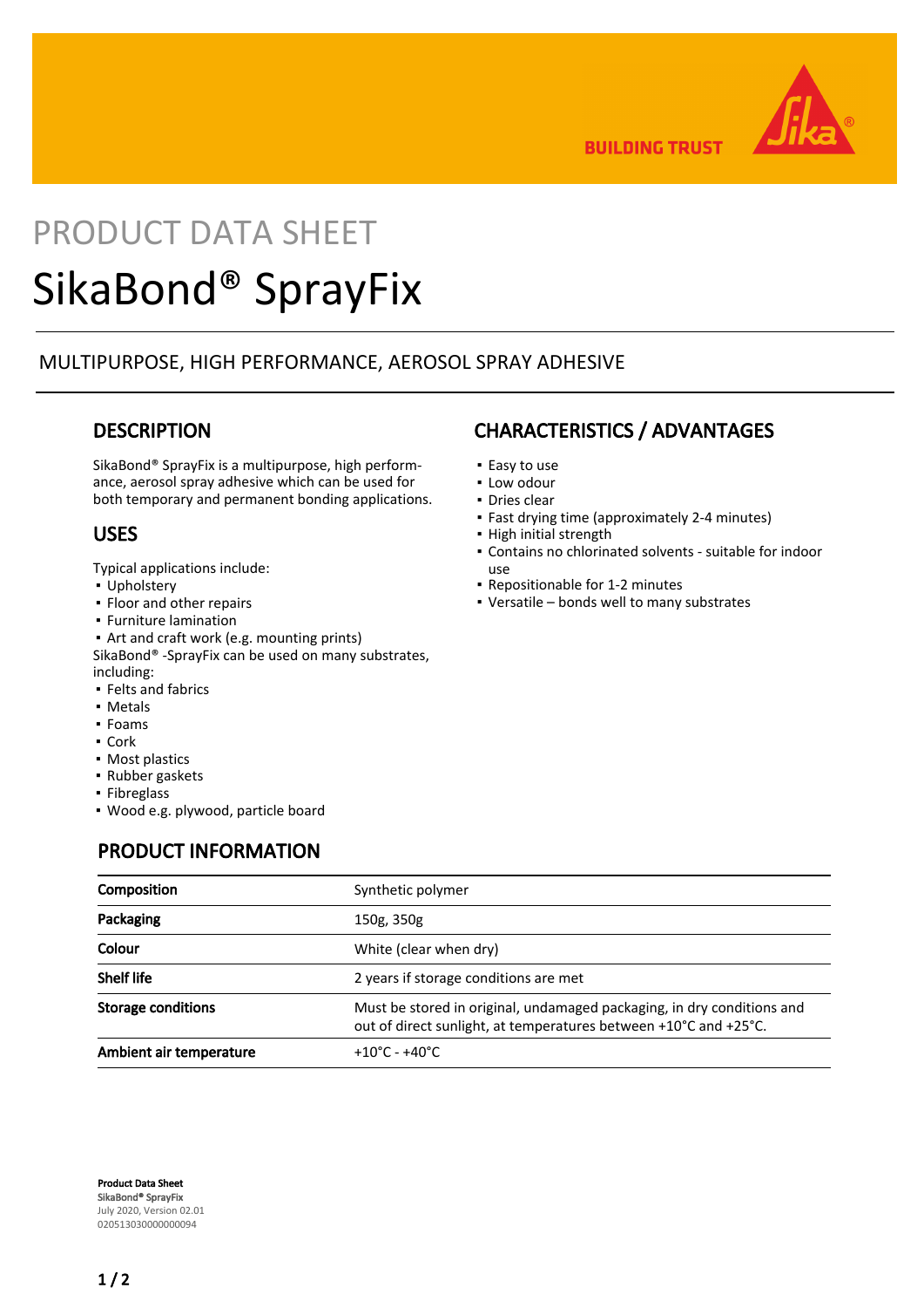BUILDING TRUST

PRODUCT DATA SHEET

# SikaBond® SprayFix

MULTIPURPOSE, HIGH PERFORMANCE, AEROSOL SPRAY ADHESIVE

## DESCRIPTION

SikaBond® SprayFix is a multipurpose, high performance, aerosol spray adhesive which can be used for both temporary and permanent bonding applications.

## USES

Typical applications include:

- Upholstery
- Floor and other repairs
- Furniture lamination
- Art and craft work (e.g. mounting prints)

SikaBond® -SprayFix can be used on many substrates, including:

- Felts and fabrics
- Metals
- Foams
- Cork
- Most plastics
- Rubber gaskets
- Fibreglass
- Wood e.g. plywood, particle board

## CHARACTERISTICS / ADVANTAGES

- Easy to use
- Low odour
- Dries clear
- Fast drying time (approximately 2-4 minutes)
- High initial strength
- Contains no chlorinated solvents - suitable for indoor use
- Repositionable for 1-2 minutes
- Versatile – bonds well to many substrates

## PRODUCT INFORMATION

| | |
|---|---|
| **Composition** | Synthetic polymer |
| **Packaging** | 150g, 350g |
| **Colour** | White (clear when dry) |
| **Shelf life** | 2 years if storage conditions are met |
| **Storage conditions** | Must be stored in original, undamaged packaging, in dry conditions and out of direct sunlight, at temperatures between +10°C and +25°C. |
| **Ambient air temperature** | +10°C - +40°C |

**Product Data Sheet**
SikaBond® SprayFix
July 2020, Version 02.01
020513030000000094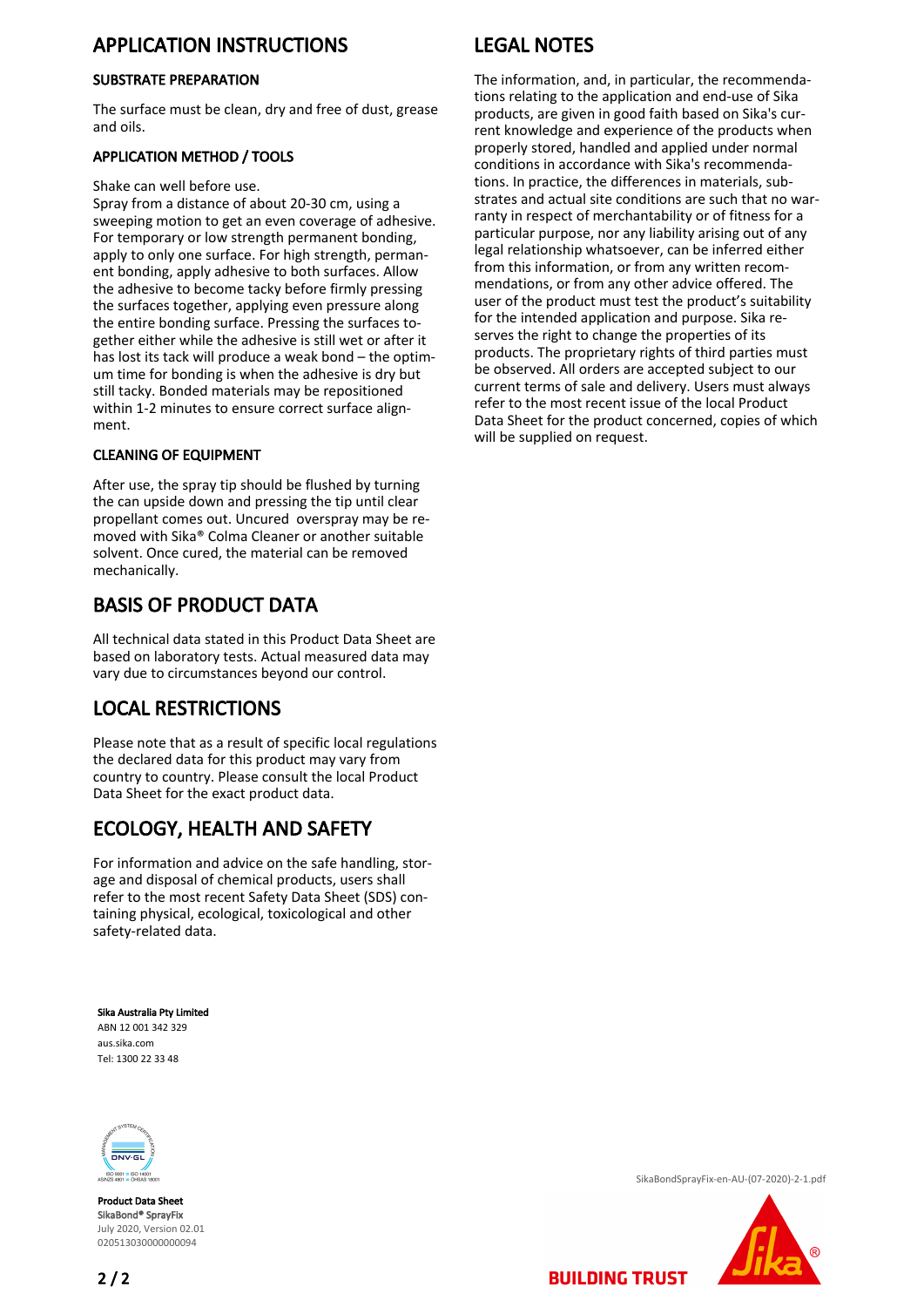## APPLICATION INSTRUCTIONS

### SUBSTRATE PREPARATION

The surface must be clean, dry and free of dust, grease and oils.

### APPLICATION METHOD / TOOLS

Shake can well before use.
Spray from a distance of about 20-30 cm, using a sweeping motion to get an even coverage of adhesive. For temporary or low strength permanent bonding, apply to only one surface. For high strength, permanent bonding, apply adhesive to both surfaces. Allow the adhesive to become tacky before firmly pressing the surfaces together, applying even pressure along the entire bonding surface. Pressing the surfaces together either while the adhesive is still wet or after it has lost its tack will produce a weak bond – the optimum time for bonding is when the adhesive is dry but still tacky. Bonded materials may be repositioned within 1-2 minutes to ensure correct surface alignment.

### CLEANING OF EQUIPMENT

After use, the spray tip should be flushed by turning the can upside down and pressing the tip until clear propellant comes out. Uncured overspray may be removed with Sika® Colma Cleaner or another suitable solvent. Once cured, the material can be removed mechanically.

## BASIS OF PRODUCT DATA

All technical data stated in this Product Data Sheet are based on laboratory tests. Actual measured data may vary due to circumstances beyond our control.

## LOCAL RESTRICTIONS

Please note that as a result of specific local regulations the declared data for this product may vary from country to country. Please consult the local Product Data Sheet for the exact product data.

## ECOLOGY, HEALTH AND SAFETY

For information and advice on the safe handling, storage and disposal of chemical products, users shall refer to the most recent Safety Data Sheet (SDS) containing physical, ecological, toxicological and other safety-related data.

## LEGAL NOTES

The information, and, in particular, the recommendations relating to the application and end-use of Sika products, are given in good faith based on Sika's current knowledge and experience of the products when properly stored, handled and applied under normal conditions in accordance with Sika's recommendations. In practice, the differences in materials, substrates and actual site conditions are such that no warranty in respect of merchantability or of fitness for a particular purpose, nor any liability arising out of any legal relationship whatsoever, can be inferred either from this information, or from any written recommendations, or from any other advice offered. The user of the product must test the product's suitability for the intended application and purpose. Sika reserves the right to change the properties of its products. The proprietary rights of third parties must be observed. All orders are accepted subject to our current terms of sale and delivery. Users must always refer to the most recent issue of the local Product Data Sheet for the product concerned, copies of which will be supplied on request.

**Sika Australia Pty Limited**
ABN 12 001 342 329
aus.sika.com
Tel: 1300 22 33 48

**Product Data Sheet**
**SikaBond® SprayFix**
July 2020, Version 02.01
020513030000000094

SikaBondSprayFix-en-AU-(07-2020)-2-1.pdf

BUILDING TRUST